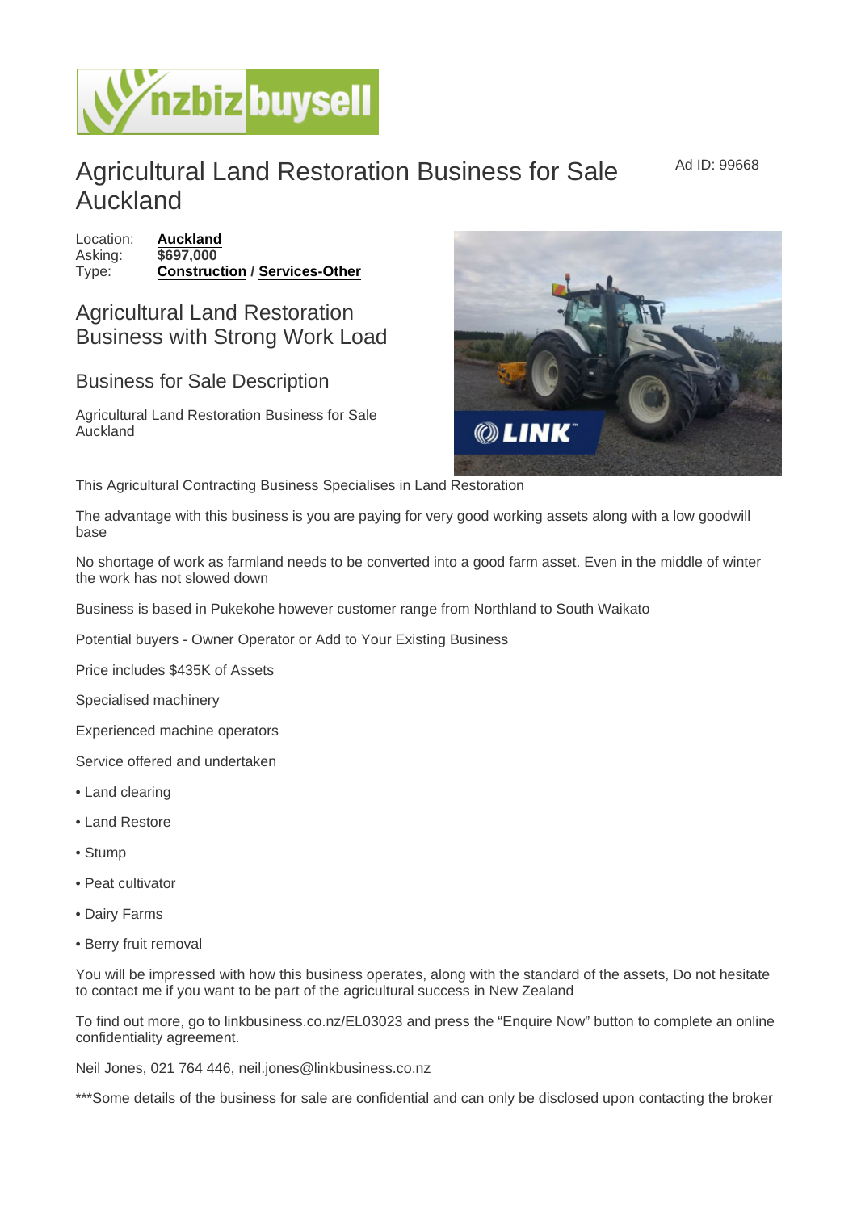# Agricultural Land Restoration Business for Sale Auckland

Ad ID: 99668

Location: **Auckland**
Asking: **$697,000**
Type: **Construction** / **Services-Other**

## Agricultural Land Restoration Business with Strong Work Load

### Business for Sale Description

Agricultural Land Restoration Business for Sale Auckland

This Agricultural Contracting Business Specialises in Land Restoration

The advantage with this business is you are paying for very good working assets along with a low goodwill base

No shortage of work as farmland needs to be converted into a good farm asset. Even in the middle of winter the work has not slowed down

Business is based in Pukekohe however customer range from Northland to South Waikato

Potential buyers - Owner Operator or Add to Your Existing Business

Price includes $435K of Assets

Specialised machinery

Experienced machine operators

Service offered and undertaken

- Land clearing
- Land Restore
- Stump
- Peat cultivator
- Dairy Farms
- Berry fruit removal

You will be impressed with how this business operates, along with the standard of the assets, Do not hesitate to contact me if you want to be part of the agricultural success in New Zealand

To find out more, go to linkbusiness.co.nz/EL03023 and press the "Enquire Now" button to complete an online confidentiality agreement.

Neil Jones, 021 764 446, neil.jones@linkbusiness.co.nz

***Some details of the business for sale are confidential and can only be disclosed upon contacting the broker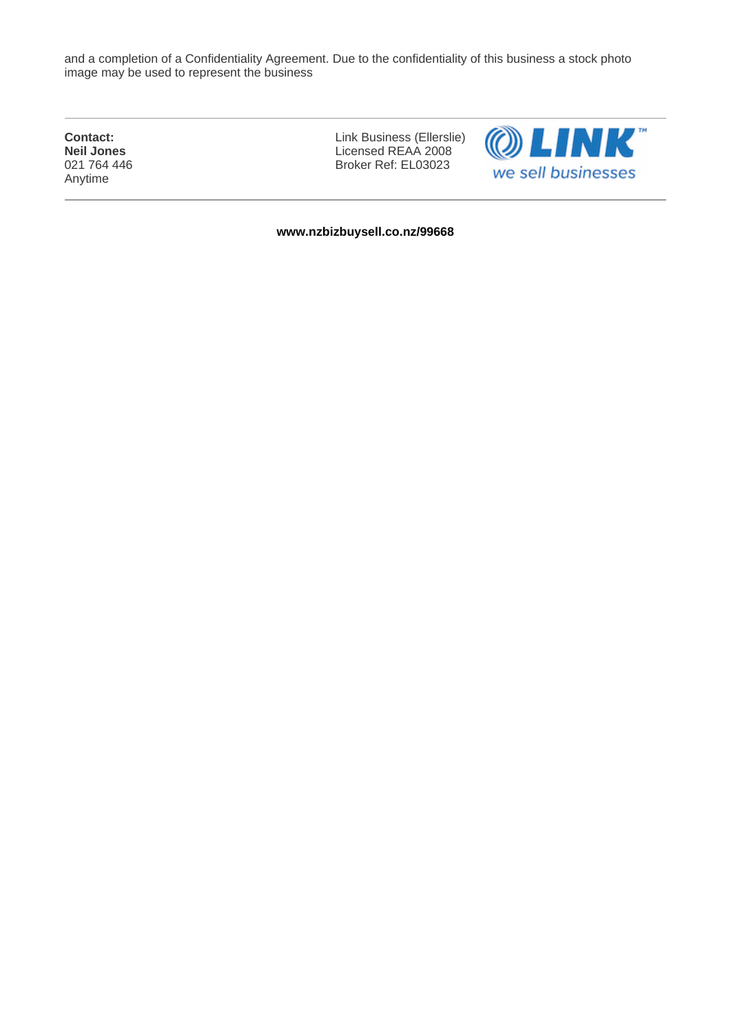and a completion of a Confidentiality Agreement. Due to the confidentiality of this business a stock photo image may be used to represent the business

---

**Contact:**
**Neil Jones**
021 764 446
Anytime

Link Business (Ellerslie)
Licensed REAA 2008
Broker Ref: EL03023

---

**www.nzbizbuysell.co.nz/99668**